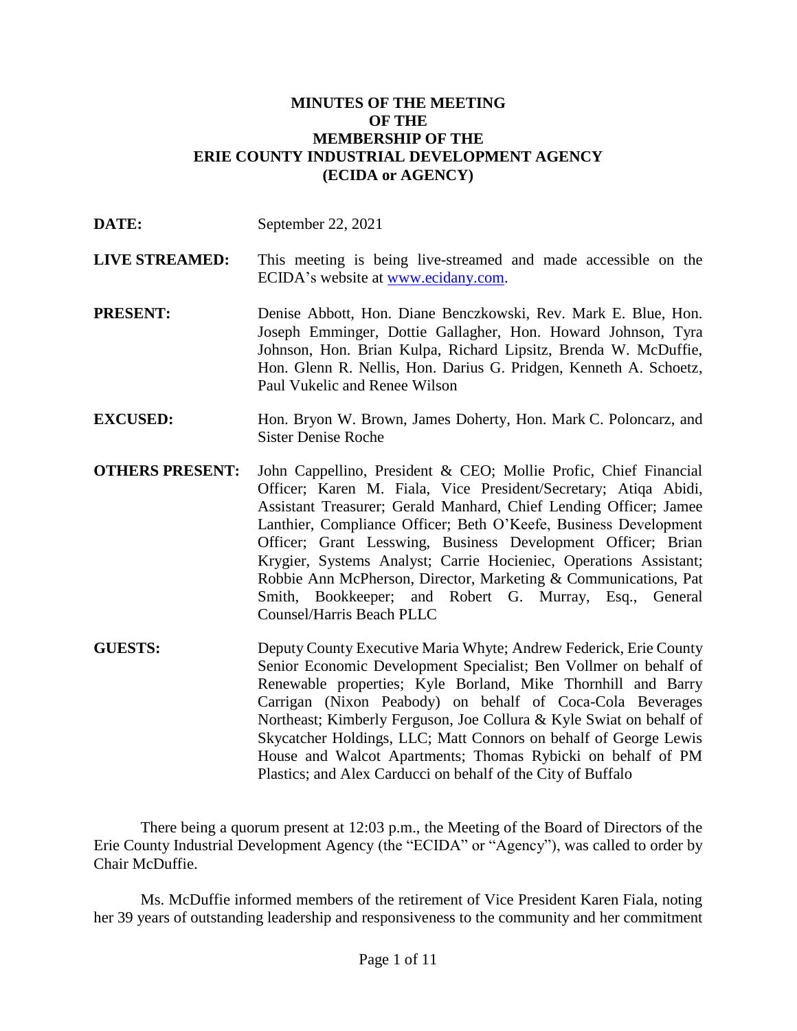# MINUTES OF THE MEETING OF THE MEMBERSHIP OF THE ERIE COUNTY INDUSTRIAL DEVELOPMENT AGENCY (ECIDA or AGENCY)

**DATE:** September 22, 2021

**LIVE STREAMED:** This meeting is being live-streamed and made accessible on the ECIDA's website at www.ecidany.com.

**PRESENT:** Denise Abbott, Hon. Diane Benczkowski, Rev. Mark E. Blue, Hon. Joseph Emminger, Dottie Gallagher, Hon. Howard Johnson, Tyra Johnson, Hon. Brian Kulpa, Richard Lipsitz, Brenda W. McDuffie, Hon. Glenn R. Nellis, Hon. Darius G. Pridgen, Kenneth A. Schoetz, Paul Vukelic and Renee Wilson

**EXCUSED:** Hon. Bryon W. Brown, James Doherty, Hon. Mark C. Poloncarz, and Sister Denise Roche

**OTHERS PRESENT:** John Cappellino, President & CEO; Mollie Profic, Chief Financial Officer; Karen M. Fiala, Vice President/Secretary; Atiqa Abidi, Assistant Treasurer; Gerald Manhard, Chief Lending Officer; Jamee Lanthier, Compliance Officer; Beth O'Keefe, Business Development Officer; Grant Lesswing, Business Development Officer; Brian Krygier, Systems Analyst; Carrie Hocieniec, Operations Assistant; Robbie Ann McPherson, Director, Marketing & Communications, Pat Smith, Bookkeeper; and Robert G. Murray, Esq., General Counsel/Harris Beach PLLC

**GUESTS:** Deputy County Executive Maria Whyte; Andrew Federick, Erie County Senior Economic Development Specialist; Ben Vollmer on behalf of Renewable properties; Kyle Borland, Mike Thornhill and Barry Carrigan (Nixon Peabody) on behalf of Coca-Cola Beverages Northeast; Kimberly Ferguson, Joe Collura & Kyle Swiat on behalf of Skycatcher Holdings, LLC; Matt Connors on behalf of George Lewis House and Walcot Apartments; Thomas Rybicki on behalf of PM Plastics; and Alex Carducci on behalf of the City of Buffalo

There being a quorum present at 12:03 p.m., the Meeting of the Board of Directors of the Erie County Industrial Development Agency (the "ECIDA" or "Agency"), was called to order by Chair McDuffie.

Ms. McDuffie informed members of the retirement of Vice President Karen Fiala, noting her 39 years of outstanding leadership and responsiveness to the community and her commitment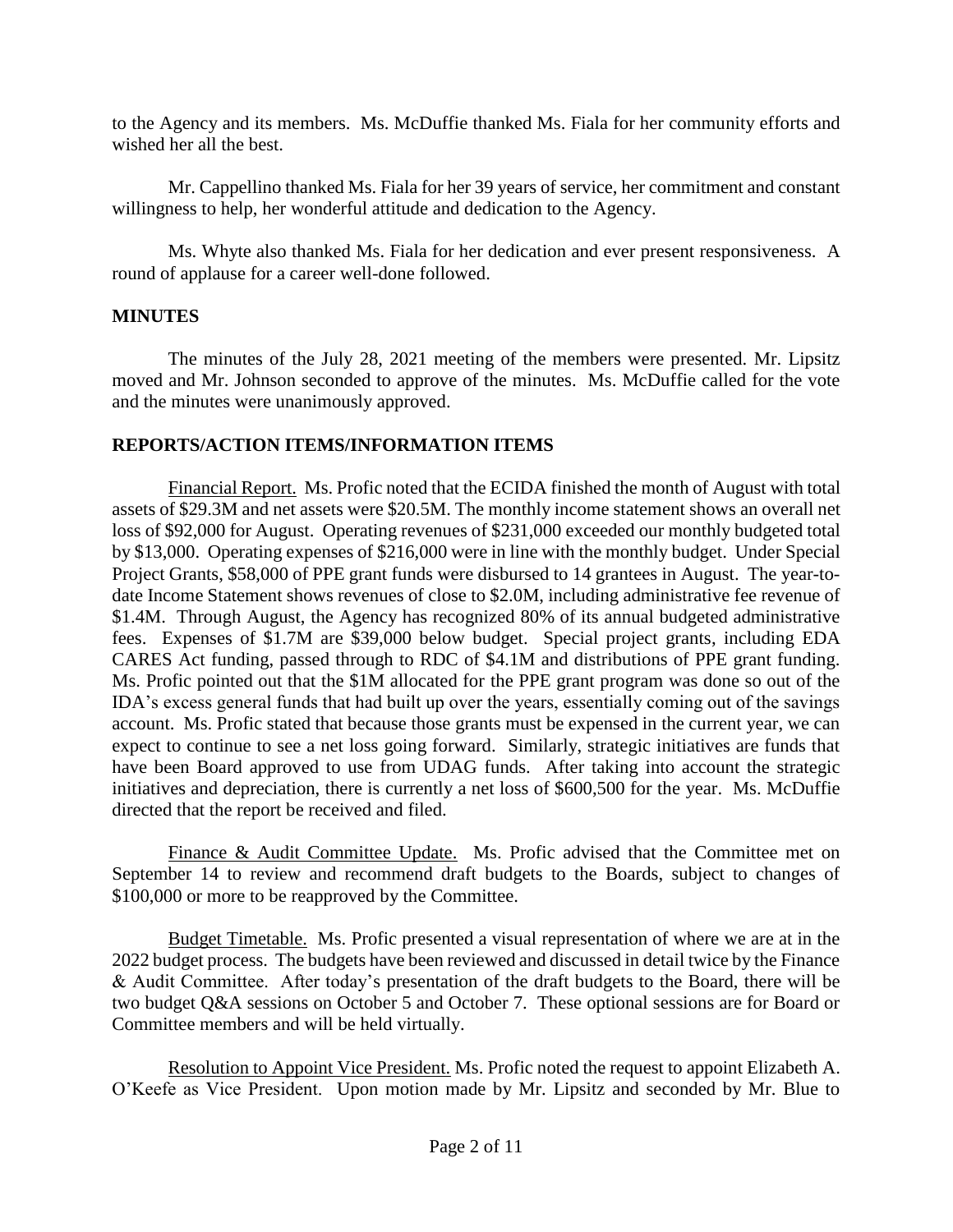to the Agency and its members. Ms. McDuffie thanked Ms. Fiala for her community efforts and wished her all the best.

Mr. Cappellino thanked Ms. Fiala for her 39 years of service, her commitment and constant willingness to help, her wonderful attitude and dedication to the Agency.

Ms. Whyte also thanked Ms. Fiala for her dedication and ever present responsiveness. A round of applause for a career well-done followed.

## MINUTES

The minutes of the July 28, 2021 meeting of the members were presented. Mr. Lipsitz moved and Mr. Johnson seconded to approve of the minutes. Ms. McDuffie called for the vote and the minutes were unanimously approved.

## REPORTS/ACTION ITEMS/INFORMATION ITEMS

Financial Report. Ms. Profic noted that the ECIDA finished the month of August with total assets of $29.3M and net assets were $20.5M. The monthly income statement shows an overall net loss of $92,000 for August. Operating revenues of $231,000 exceeded our monthly budgeted total by $13,000. Operating expenses of $216,000 were in line with the monthly budget. Under Special Project Grants, $58,000 of PPE grant funds were disbursed to 14 grantees in August. The year-to-date Income Statement shows revenues of close to $2.0M, including administrative fee revenue of $1.4M. Through August, the Agency has recognized 80% of its annual budgeted administrative fees. Expenses of $1.7M are $39,000 below budget. Special project grants, including EDA CARES Act funding, passed through to RDC of $4.1M and distributions of PPE grant funding. Ms. Profic pointed out that the $1M allocated for the PPE grant program was done so out of the IDA's excess general funds that had built up over the years, essentially coming out of the savings account. Ms. Profic stated that because those grants must be expensed in the current year, we can expect to continue to see a net loss going forward. Similarly, strategic initiatives are funds that have been Board approved to use from UDAG funds. After taking into account the strategic initiatives and depreciation, there is currently a net loss of $600,500 for the year. Ms. McDuffie directed that the report be received and filed.

Finance & Audit Committee Update. Ms. Profic advised that the Committee met on September 14 to review and recommend draft budgets to the Boards, subject to changes of $100,000 or more to be reapproved by the Committee.

Budget Timetable. Ms. Profic presented a visual representation of where we are at in the 2022 budget process. The budgets have been reviewed and discussed in detail twice by the Finance & Audit Committee. After today's presentation of the draft budgets to the Board, there will be two budget Q&A sessions on October 5 and October 7. These optional sessions are for Board or Committee members and will be held virtually.

Resolution to Appoint Vice President. Ms. Profic noted the request to appoint Elizabeth A. O'Keefe as Vice President. Upon motion made by Mr. Lipsitz and seconded by Mr. Blue to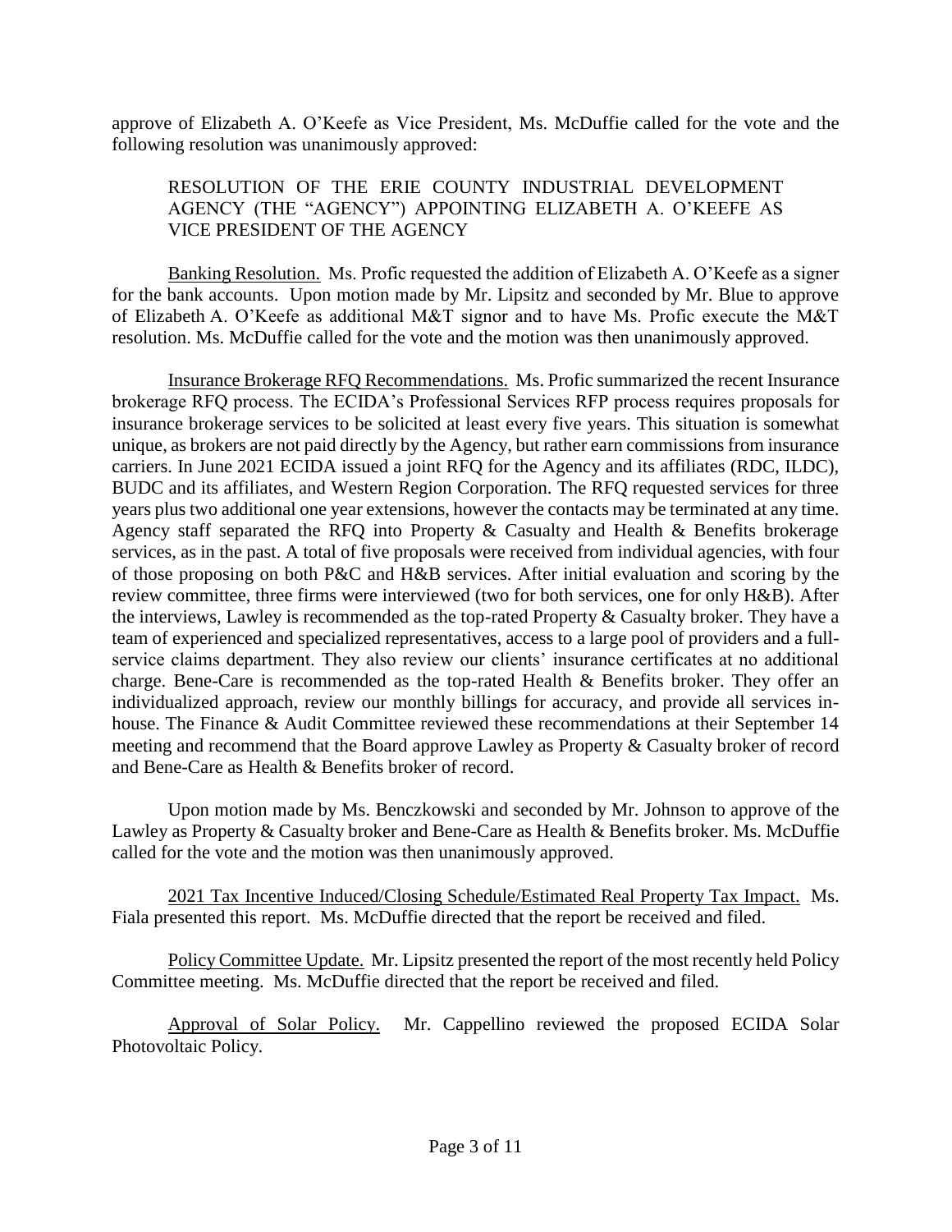approve of Elizabeth A. O'Keefe as Vice President, Ms. McDuffie called for the vote and the following resolution was unanimously approved:

> RESOLUTION OF THE ERIE COUNTY INDUSTRIAL DEVELOPMENT AGENCY (THE "AGENCY") APPOINTING ELIZABETH A. O'KEEFE AS VICE PRESIDENT OF THE AGENCY

Banking Resolution. Ms. Profic requested the addition of Elizabeth A. O'Keefe as a signer for the bank accounts. Upon motion made by Mr. Lipsitz and seconded by Mr. Blue to approve of Elizabeth A. O'Keefe as additional M&T signor and to have Ms. Profic execute the M&T resolution. Ms. McDuffie called for the vote and the motion was then unanimously approved.

Insurance Brokerage RFQ Recommendations. Ms. Profic summarized the recent Insurance brokerage RFQ process. The ECIDA's Professional Services RFP process requires proposals for insurance brokerage services to be solicited at least every five years. This situation is somewhat unique, as brokers are not paid directly by the Agency, but rather earn commissions from insurance carriers. In June 2021 ECIDA issued a joint RFQ for the Agency and its affiliates (RDC, ILDC), BUDC and its affiliates, and Western Region Corporation. The RFQ requested services for three years plus two additional one year extensions, however the contacts may be terminated at any time. Agency staff separated the RFQ into Property & Casualty and Health & Benefits brokerage services, as in the past. A total of five proposals were received from individual agencies, with four of those proposing on both P&C and H&B services. After initial evaluation and scoring by the review committee, three firms were interviewed (two for both services, one for only H&B). After the interviews, Lawley is recommended as the top-rated Property & Casualty broker. They have a team of experienced and specialized representatives, access to a large pool of providers and a full-service claims department. They also review our clients' insurance certificates at no additional charge. Bene-Care is recommended as the top-rated Health & Benefits broker. They offer an individualized approach, review our monthly billings for accuracy, and provide all services in-house. The Finance & Audit Committee reviewed these recommendations at their September 14 meeting and recommend that the Board approve Lawley as Property & Casualty broker of record and Bene-Care as Health & Benefits broker of record.

Upon motion made by Ms. Benczkowski and seconded by Mr. Johnson to approve of the Lawley as Property & Casualty broker and Bene-Care as Health & Benefits broker. Ms. McDuffie called for the vote and the motion was then unanimously approved.

2021 Tax Incentive Induced/Closing Schedule/Estimated Real Property Tax Impact. Ms. Fiala presented this report. Ms. McDuffie directed that the report be received and filed.

Policy Committee Update. Mr. Lipsitz presented the report of the most recently held Policy Committee meeting. Ms. McDuffie directed that the report be received and filed.

Approval of Solar Policy. Mr. Cappellino reviewed the proposed ECIDA Solar Photovoltaic Policy.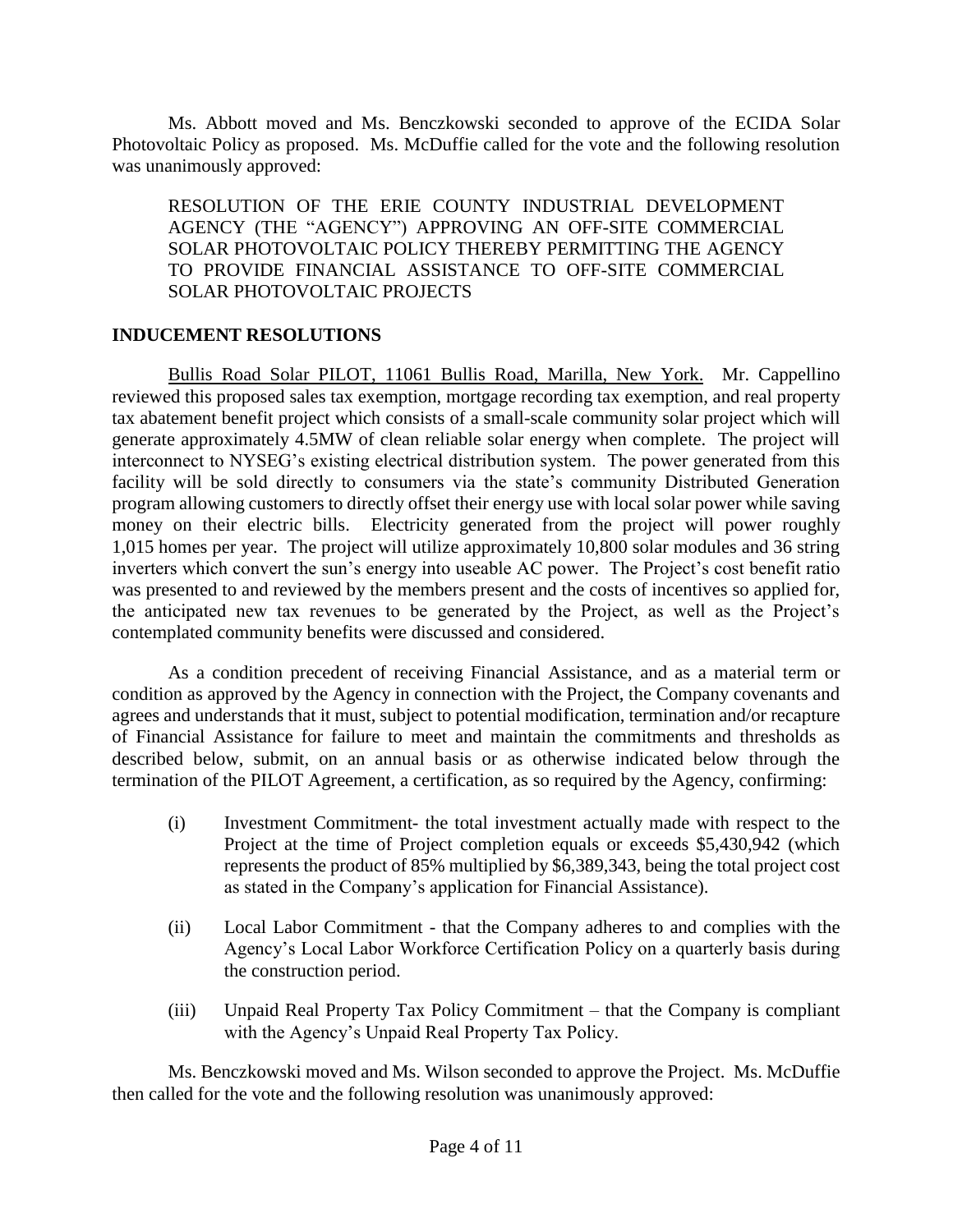Ms. Abbott moved and Ms. Benczkowski seconded to approve of the ECIDA Solar Photovoltaic Policy as proposed. Ms. McDuffie called for the vote and the following resolution was unanimously approved:

> RESOLUTION OF THE ERIE COUNTY INDUSTRIAL DEVELOPMENT AGENCY (THE "AGENCY") APPROVING AN OFF-SITE COMMERCIAL SOLAR PHOTOVOLTAIC POLICY THEREBY PERMITTING THE AGENCY TO PROVIDE FINANCIAL ASSISTANCE TO OFF-SITE COMMERCIAL SOLAR PHOTOVOLTAIC PROJECTS

## INDUCEMENT RESOLUTIONS

Bullis Road Solar PILOT, 11061 Bullis Road, Marilla, New York. Mr. Cappellino reviewed this proposed sales tax exemption, mortgage recording tax exemption, and real property tax abatement benefit project which consists of a small-scale community solar project which will generate approximately 4.5MW of clean reliable solar energy when complete. The project will interconnect to NYSEG's existing electrical distribution system. The power generated from this facility will be sold directly to consumers via the state's community Distributed Generation program allowing customers to directly offset their energy use with local solar power while saving money on their electric bills. Electricity generated from the project will power roughly 1,015 homes per year. The project will utilize approximately 10,800 solar modules and 36 string inverters which convert the sun's energy into useable AC power. The Project's cost benefit ratio was presented to and reviewed by the members present and the costs of incentives so applied for, the anticipated new tax revenues to be generated by the Project, as well as the Project's contemplated community benefits were discussed and considered.

As a condition precedent of receiving Financial Assistance, and as a material term or condition as approved by the Agency in connection with the Project, the Company covenants and agrees and understands that it must, subject to potential modification, termination and/or recapture of Financial Assistance for failure to meet and maintain the commitments and thresholds as described below, submit, on an annual basis or as otherwise indicated below through the termination of the PILOT Agreement, a certification, as so required by the Agency, confirming:

(i) Investment Commitment- the total investment actually made with respect to the Project at the time of Project completion equals or exceeds $5,430,942 (which represents the product of 85% multiplied by $6,389,343, being the total project cost as stated in the Company's application for Financial Assistance).

(ii) Local Labor Commitment - that the Company adheres to and complies with the Agency's Local Labor Workforce Certification Policy on a quarterly basis during the construction period.

(iii) Unpaid Real Property Tax Policy Commitment – that the Company is compliant with the Agency's Unpaid Real Property Tax Policy.

Ms. Benczkowski moved and Ms. Wilson seconded to approve the Project. Ms. McDuffie then called for the vote and the following resolution was unanimously approved: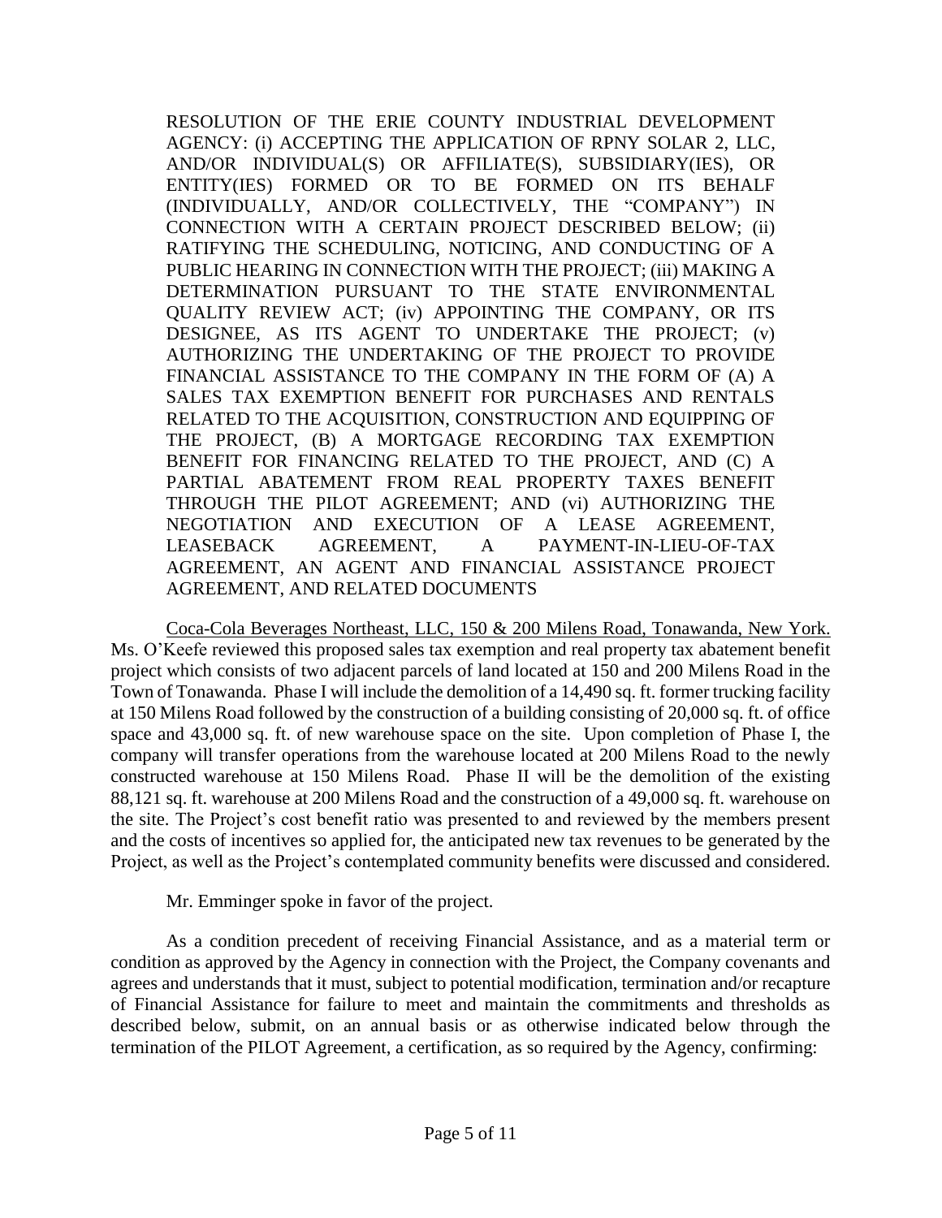RESOLUTION OF THE ERIE COUNTY INDUSTRIAL DEVELOPMENT AGENCY: (i) ACCEPTING THE APPLICATION OF RPNY SOLAR 2, LLC, AND/OR INDIVIDUAL(S) OR AFFILIATE(S), SUBSIDIARY(IES), OR ENTITY(IES) FORMED OR TO BE FORMED ON ITS BEHALF (INDIVIDUALLY, AND/OR COLLECTIVELY, THE "COMPANY") IN CONNECTION WITH A CERTAIN PROJECT DESCRIBED BELOW; (ii) RATIFYING THE SCHEDULING, NOTICING, AND CONDUCTING OF A PUBLIC HEARING IN CONNECTION WITH THE PROJECT; (iii) MAKING A DETERMINATION PURSUANT TO THE STATE ENVIRONMENTAL QUALITY REVIEW ACT; (iv) APPOINTING THE COMPANY, OR ITS DESIGNEE, AS ITS AGENT TO UNDERTAKE THE PROJECT; (v) AUTHORIZING THE UNDERTAKING OF THE PROJECT TO PROVIDE FINANCIAL ASSISTANCE TO THE COMPANY IN THE FORM OF (A) A SALES TAX EXEMPTION BENEFIT FOR PURCHASES AND RENTALS RELATED TO THE ACQUISITION, CONSTRUCTION AND EQUIPPING OF THE PROJECT, (B) A MORTGAGE RECORDING TAX EXEMPTION BENEFIT FOR FINANCING RELATED TO THE PROJECT, AND (C) A PARTIAL ABATEMENT FROM REAL PROPERTY TAXES BENEFIT THROUGH THE PILOT AGREEMENT; AND (vi) AUTHORIZING THE NEGOTIATION AND EXECUTION OF A LEASE AGREEMENT, LEASEBACK AGREEMENT, A PAYMENT-IN-LIEU-OF-TAX AGREEMENT, AN AGENT AND FINANCIAL ASSISTANCE PROJECT AGREEMENT, AND RELATED DOCUMENTS

Coca-Cola Beverages Northeast, LLC, 150 & 200 Milens Road, Tonawanda, New York. Ms. O'Keefe reviewed this proposed sales tax exemption and real property tax abatement benefit project which consists of two adjacent parcels of land located at 150 and 200 Milens Road in the Town of Tonawanda. Phase I will include the demolition of a 14,490 sq. ft. former trucking facility at 150 Milens Road followed by the construction of a building consisting of 20,000 sq. ft. of office space and 43,000 sq. ft. of new warehouse space on the site. Upon completion of Phase I, the company will transfer operations from the warehouse located at 200 Milens Road to the newly constructed warehouse at 150 Milens Road. Phase II will be the demolition of the existing 88,121 sq. ft. warehouse at 200 Milens Road and the construction of a 49,000 sq. ft. warehouse on the site. The Project's cost benefit ratio was presented to and reviewed by the members present and the costs of incentives so applied for, the anticipated new tax revenues to be generated by the Project, as well as the Project's contemplated community benefits were discussed and considered.

Mr. Emminger spoke in favor of the project.

As a condition precedent of receiving Financial Assistance, and as a material term or condition as approved by the Agency in connection with the Project, the Company covenants and agrees and understands that it must, subject to potential modification, termination and/or recapture of Financial Assistance for failure to meet and maintain the commitments and thresholds as described below, submit, on an annual basis or as otherwise indicated below through the termination of the PILOT Agreement, a certification, as so required by the Agency, confirming: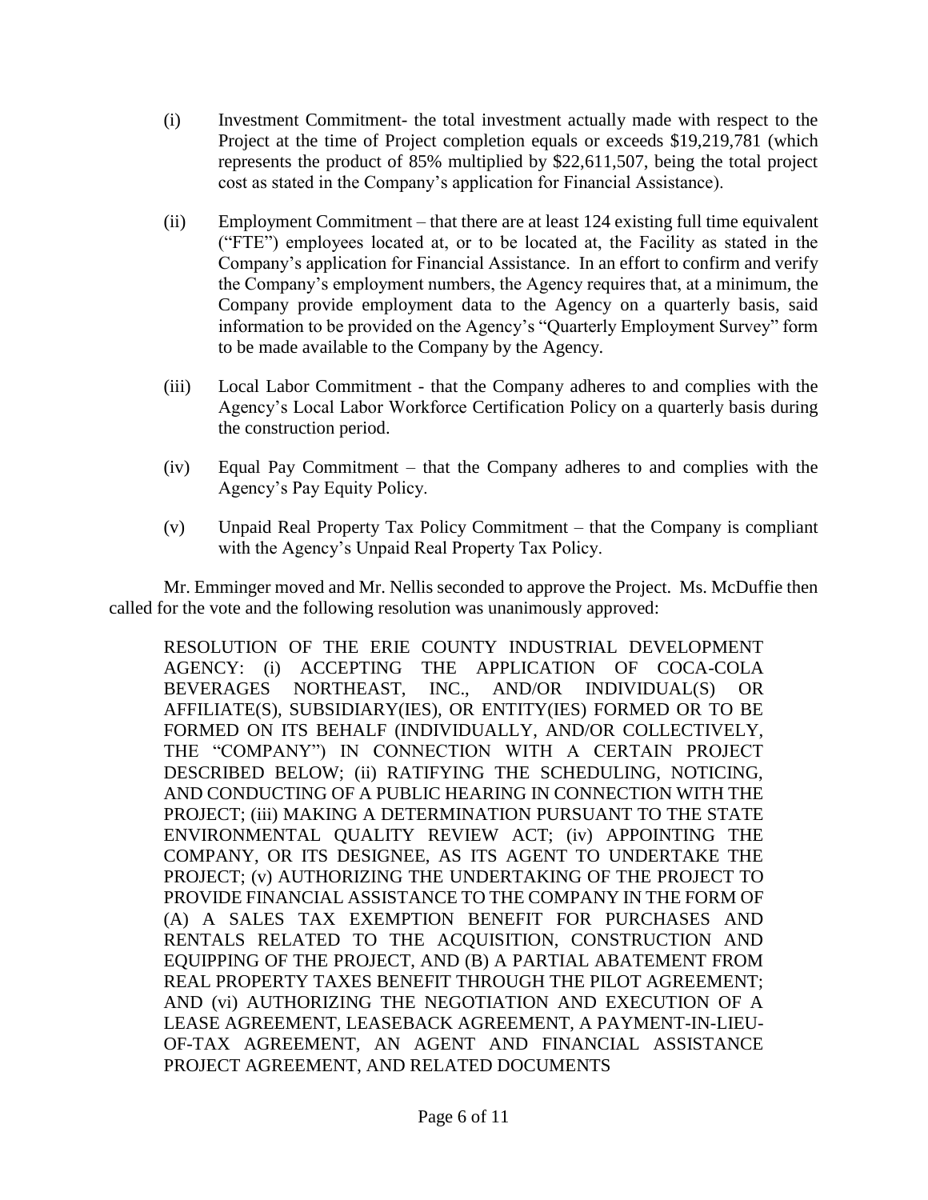(i) Investment Commitment- the total investment actually made with respect to the Project at the time of Project completion equals or exceeds $19,219,781 (which represents the product of 85% multiplied by $22,611,507, being the total project cost as stated in the Company's application for Financial Assistance).

(ii) Employment Commitment – that there are at least 124 existing full time equivalent ("FTE") employees located at, or to be located at, the Facility as stated in the Company's application for Financial Assistance. In an effort to confirm and verify the Company's employment numbers, the Agency requires that, at a minimum, the Company provide employment data to the Agency on a quarterly basis, said information to be provided on the Agency's "Quarterly Employment Survey" form to be made available to the Company by the Agency.

(iii) Local Labor Commitment - that the Company adheres to and complies with the Agency's Local Labor Workforce Certification Policy on a quarterly basis during the construction period.

(iv) Equal Pay Commitment – that the Company adheres to and complies with the Agency's Pay Equity Policy.

(v) Unpaid Real Property Tax Policy Commitment – that the Company is compliant with the Agency's Unpaid Real Property Tax Policy.

Mr. Emminger moved and Mr. Nellis seconded to approve the Project. Ms. McDuffie then called for the vote and the following resolution was unanimously approved:

> RESOLUTION OF THE ERIE COUNTY INDUSTRIAL DEVELOPMENT AGENCY: (i) ACCEPTING THE APPLICATION OF COCA-COLA BEVERAGES NORTHEAST, INC., AND/OR INDIVIDUAL(S) OR AFFILIATE(S), SUBSIDIARY(IES), OR ENTITY(IES) FORMED OR TO BE FORMED ON ITS BEHALF (INDIVIDUALLY, AND/OR COLLECTIVELY, THE "COMPANY") IN CONNECTION WITH A CERTAIN PROJECT DESCRIBED BELOW; (ii) RATIFYING THE SCHEDULING, NOTICING, AND CONDUCTING OF A PUBLIC HEARING IN CONNECTION WITH THE PROJECT; (iii) MAKING A DETERMINATION PURSUANT TO THE STATE ENVIRONMENTAL QUALITY REVIEW ACT; (iv) APPOINTING THE COMPANY, OR ITS DESIGNEE, AS ITS AGENT TO UNDERTAKE THE PROJECT; (v) AUTHORIZING THE UNDERTAKING OF THE PROJECT TO PROVIDE FINANCIAL ASSISTANCE TO THE COMPANY IN THE FORM OF (A) A SALES TAX EXEMPTION BENEFIT FOR PURCHASES AND RENTALS RELATED TO THE ACQUISITION, CONSTRUCTION AND EQUIPPING OF THE PROJECT, AND (B) A PARTIAL ABATEMENT FROM REAL PROPERTY TAXES BENEFIT THROUGH THE PILOT AGREEMENT; AND (vi) AUTHORIZING THE NEGOTIATION AND EXECUTION OF A LEASE AGREEMENT, LEASEBACK AGREEMENT, A PAYMENT-IN-LIEU-OF-TAX AGREEMENT, AN AGENT AND FINANCIAL ASSISTANCE PROJECT AGREEMENT, AND RELATED DOCUMENTS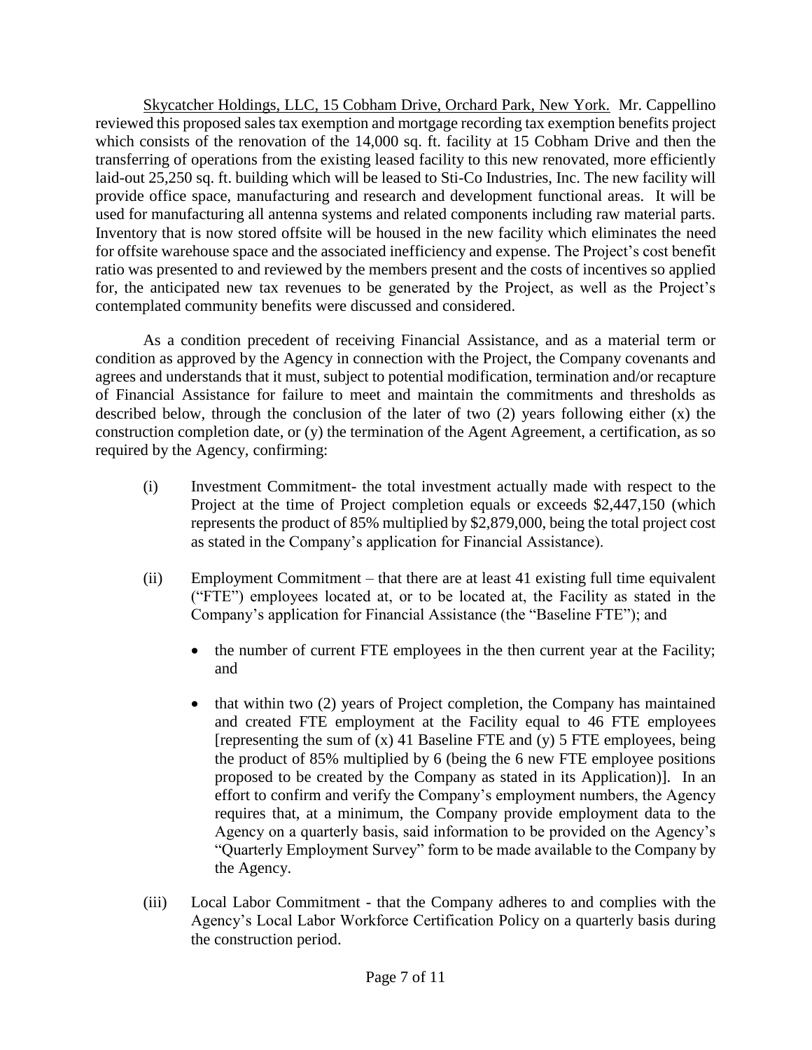Skycatcher Holdings, LLC, 15 Cobham Drive, Orchard Park, New York. Mr. Cappellino reviewed this proposed sales tax exemption and mortgage recording tax exemption benefits project which consists of the renovation of the 14,000 sq. ft. facility at 15 Cobham Drive and then the transferring of operations from the existing leased facility to this new renovated, more efficiently laid-out 25,250 sq. ft. building which will be leased to Sti-Co Industries, Inc. The new facility will provide office space, manufacturing and research and development functional areas. It will be used for manufacturing all antenna systems and related components including raw material parts. Inventory that is now stored offsite will be housed in the new facility which eliminates the need for offsite warehouse space and the associated inefficiency and expense. The Project's cost benefit ratio was presented to and reviewed by the members present and the costs of incentives so applied for, the anticipated new tax revenues to be generated by the Project, as well as the Project's contemplated community benefits were discussed and considered.

As a condition precedent of receiving Financial Assistance, and as a material term or condition as approved by the Agency in connection with the Project, the Company covenants and agrees and understands that it must, subject to potential modification, termination and/or recapture of Financial Assistance for failure to meet and maintain the commitments and thresholds as described below, through the conclusion of the later of two (2) years following either (x) the construction completion date, or (y) the termination of the Agent Agreement, a certification, as so required by the Agency, confirming:

(i) Investment Commitment- the total investment actually made with respect to the Project at the time of Project completion equals or exceeds $2,447,150 (which represents the product of 85% multiplied by $2,879,000, being the total project cost as stated in the Company's application for Financial Assistance).

(ii) Employment Commitment – that there are at least 41 existing full time equivalent ("FTE") employees located at, or to be located at, the Facility as stated in the Company's application for Financial Assistance (the "Baseline FTE"); and

- the number of current FTE employees in the then current year at the Facility; and
- that within two (2) years of Project completion, the Company has maintained and created FTE employment at the Facility equal to 46 FTE employees [representing the sum of (x) 41 Baseline FTE and (y) 5 FTE employees, being the product of 85% multiplied by 6 (being the 6 new FTE employee positions proposed to be created by the Company as stated in its Application)]. In an effort to confirm and verify the Company's employment numbers, the Agency requires that, at a minimum, the Company provide employment data to the Agency on a quarterly basis, said information to be provided on the Agency's "Quarterly Employment Survey" form to be made available to the Company by the Agency.

(iii) Local Labor Commitment - that the Company adheres to and complies with the Agency's Local Labor Workforce Certification Policy on a quarterly basis during the construction period.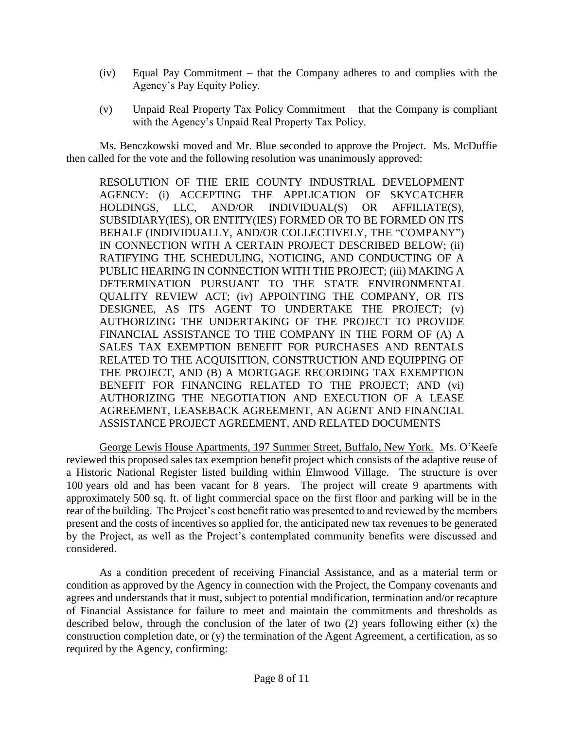(iv) Equal Pay Commitment – that the Company adheres to and complies with the Agency's Pay Equity Policy.

(v) Unpaid Real Property Tax Policy Commitment – that the Company is compliant with the Agency's Unpaid Real Property Tax Policy.

Ms. Benczkowski moved and Mr. Blue seconded to approve the Project. Ms. McDuffie then called for the vote and the following resolution was unanimously approved:

> RESOLUTION OF THE ERIE COUNTY INDUSTRIAL DEVELOPMENT AGENCY: (i) ACCEPTING THE APPLICATION OF SKYCATCHER HOLDINGS, LLC, AND/OR INDIVIDUAL(S) OR AFFILIATE(S), SUBSIDIARY(IES), OR ENTITY(IES) FORMED OR TO BE FORMED ON ITS BEHALF (INDIVIDUALLY, AND/OR COLLECTIVELY, THE "COMPANY") IN CONNECTION WITH A CERTAIN PROJECT DESCRIBED BELOW; (ii) RATIFYING THE SCHEDULING, NOTICING, AND CONDUCTING OF A PUBLIC HEARING IN CONNECTION WITH THE PROJECT; (iii) MAKING A DETERMINATION PURSUANT TO THE STATE ENVIRONMENTAL QUALITY REVIEW ACT; (iv) APPOINTING THE COMPANY, OR ITS DESIGNEE, AS ITS AGENT TO UNDERTAKE THE PROJECT; (v) AUTHORIZING THE UNDERTAKING OF THE PROJECT TO PROVIDE FINANCIAL ASSISTANCE TO THE COMPANY IN THE FORM OF (A) A SALES TAX EXEMPTION BENEFIT FOR PURCHASES AND RENTALS RELATED TO THE ACQUISITION, CONSTRUCTION AND EQUIPPING OF THE PROJECT, AND (B) A MORTGAGE RECORDING TAX EXEMPTION BENEFIT FOR FINANCING RELATED TO THE PROJECT; AND (vi) AUTHORIZING THE NEGOTIATION AND EXECUTION OF A LEASE AGREEMENT, LEASEBACK AGREEMENT, AN AGENT AND FINANCIAL ASSISTANCE PROJECT AGREEMENT, AND RELATED DOCUMENTS

George Lewis House Apartments, 197 Summer Street, Buffalo, New York. Ms. O'Keefe reviewed this proposed sales tax exemption benefit project which consists of the adaptive reuse of a Historic National Register listed building within Elmwood Village. The structure is over 100 years old and has been vacant for 8 years. The project will create 9 apartments with approximately 500 sq. ft. of light commercial space on the first floor and parking will be in the rear of the building. The Project's cost benefit ratio was presented to and reviewed by the members present and the costs of incentives so applied for, the anticipated new tax revenues to be generated by the Project, as well as the Project's contemplated community benefits were discussed and considered.

As a condition precedent of receiving Financial Assistance, and as a material term or condition as approved by the Agency in connection with the Project, the Company covenants and agrees and understands that it must, subject to potential modification, termination and/or recapture of Financial Assistance for failure to meet and maintain the commitments and thresholds as described below, through the conclusion of the later of two (2) years following either (x) the construction completion date, or (y) the termination of the Agent Agreement, a certification, as so required by the Agency, confirming: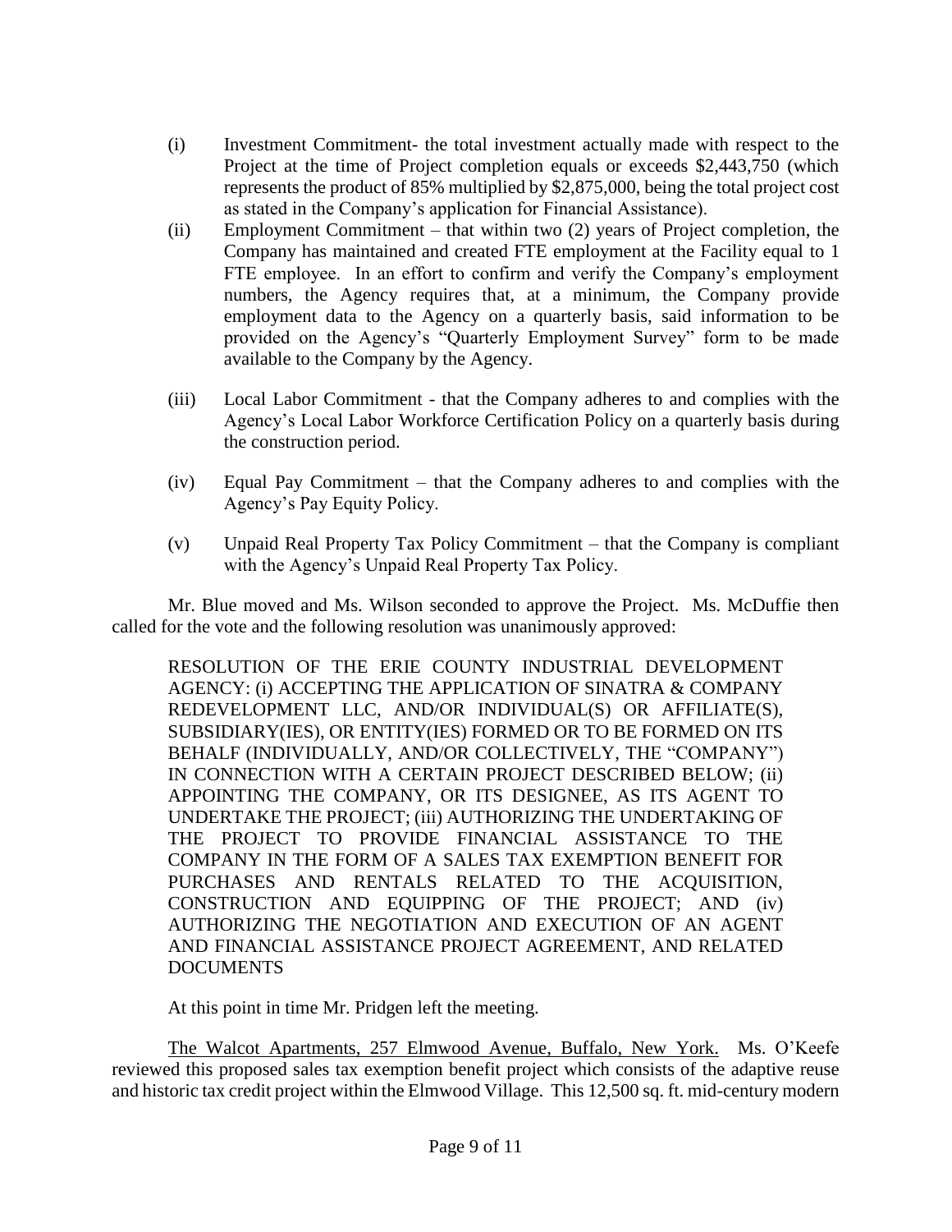(i) Investment Commitment- the total investment actually made with respect to the Project at the time of Project completion equals or exceeds $2,443,750 (which represents the product of 85% multiplied by $2,875,000, being the total project cost as stated in the Company's application for Financial Assistance).

(ii) Employment Commitment – that within two (2) years of Project completion, the Company has maintained and created FTE employment at the Facility equal to 1 FTE employee. In an effort to confirm and verify the Company's employment numbers, the Agency requires that, at a minimum, the Company provide employment data to the Agency on a quarterly basis, said information to be provided on the Agency's "Quarterly Employment Survey" form to be made available to the Company by the Agency.

(iii) Local Labor Commitment - that the Company adheres to and complies with the Agency's Local Labor Workforce Certification Policy on a quarterly basis during the construction period.

(iv) Equal Pay Commitment – that the Company adheres to and complies with the Agency's Pay Equity Policy.

(v) Unpaid Real Property Tax Policy Commitment – that the Company is compliant with the Agency's Unpaid Real Property Tax Policy.

Mr. Blue moved and Ms. Wilson seconded to approve the Project. Ms. McDuffie then called for the vote and the following resolution was unanimously approved:

> RESOLUTION OF THE ERIE COUNTY INDUSTRIAL DEVELOPMENT AGENCY: (i) ACCEPTING THE APPLICATION OF SINATRA & COMPANY REDEVELOPMENT LLC, AND/OR INDIVIDUAL(S) OR AFFILIATE(S), SUBSIDIARY(IES), OR ENTITY(IES) FORMED OR TO BE FORMED ON ITS BEHALF (INDIVIDUALLY, AND/OR COLLECTIVELY, THE "COMPANY") IN CONNECTION WITH A CERTAIN PROJECT DESCRIBED BELOW; (ii) APPOINTING THE COMPANY, OR ITS DESIGNEE, AS ITS AGENT TO UNDERTAKE THE PROJECT; (iii) AUTHORIZING THE UNDERTAKING OF THE PROJECT TO PROVIDE FINANCIAL ASSISTANCE TO THE COMPANY IN THE FORM OF A SALES TAX EXEMPTION BENEFIT FOR PURCHASES AND RENTALS RELATED TO THE ACQUISITION, CONSTRUCTION AND EQUIPPING OF THE PROJECT; AND (iv) AUTHORIZING THE NEGOTIATION AND EXECUTION OF AN AGENT AND FINANCIAL ASSISTANCE PROJECT AGREEMENT, AND RELATED DOCUMENTS

At this point in time Mr. Pridgen left the meeting.

<u>The Walcot Apartments, 257 Elmwood Avenue, Buffalo, New York.</u> Ms. O'Keefe reviewed this proposed sales tax exemption benefit project which consists of the adaptive reuse and historic tax credit project within the Elmwood Village. This 12,500 sq. ft. mid-century modern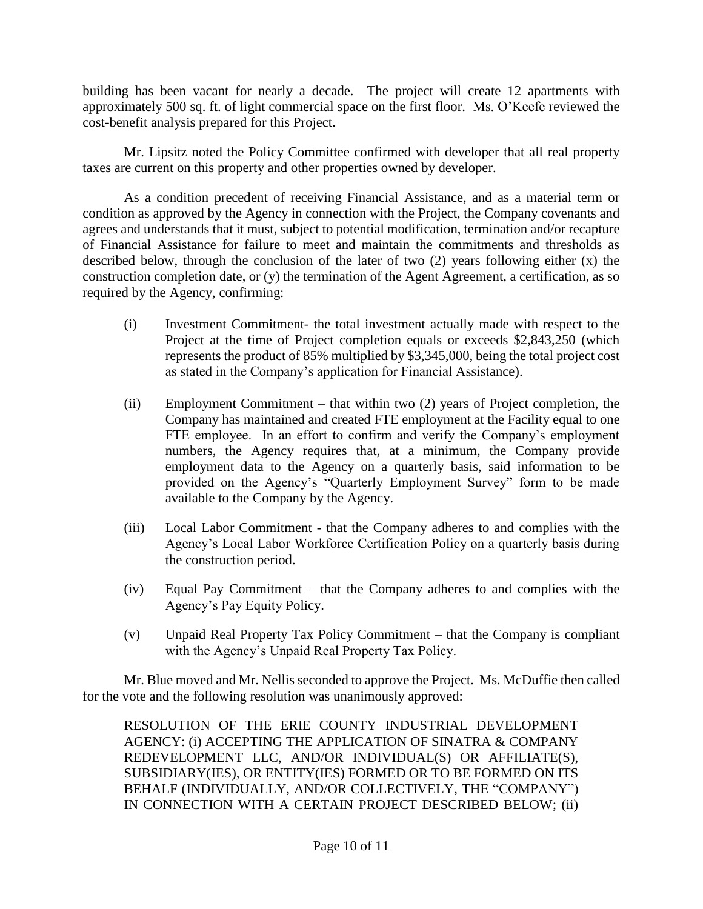building has been vacant for nearly a decade. The project will create 12 apartments with approximately 500 sq. ft. of light commercial space on the first floor. Ms. O'Keefe reviewed the cost-benefit analysis prepared for this Project.

Mr. Lipsitz noted the Policy Committee confirmed with developer that all real property taxes are current on this property and other properties owned by developer.

As a condition precedent of receiving Financial Assistance, and as a material term or condition as approved by the Agency in connection with the Project, the Company covenants and agrees and understands that it must, subject to potential modification, termination and/or recapture of Financial Assistance for failure to meet and maintain the commitments and thresholds as described below, through the conclusion of the later of two (2) years following either (x) the construction completion date, or (y) the termination of the Agent Agreement, a certification, as so required by the Agency, confirming:

(i) Investment Commitment- the total investment actually made with respect to the Project at the time of Project completion equals or exceeds $2,843,250 (which represents the product of 85% multiplied by $3,345,000, being the total project cost as stated in the Company's application for Financial Assistance).

(ii) Employment Commitment – that within two (2) years of Project completion, the Company has maintained and created FTE employment at the Facility equal to one FTE employee. In an effort to confirm and verify the Company's employment numbers, the Agency requires that, at a minimum, the Company provide employment data to the Agency on a quarterly basis, said information to be provided on the Agency's "Quarterly Employment Survey" form to be made available to the Company by the Agency.

(iii) Local Labor Commitment - that the Company adheres to and complies with the Agency's Local Labor Workforce Certification Policy on a quarterly basis during the construction period.

(iv) Equal Pay Commitment – that the Company adheres to and complies with the Agency's Pay Equity Policy.

(v) Unpaid Real Property Tax Policy Commitment – that the Company is compliant with the Agency's Unpaid Real Property Tax Policy.

Mr. Blue moved and Mr. Nellis seconded to approve the Project. Ms. McDuffie then called for the vote and the following resolution was unanimously approved:

RESOLUTION OF THE ERIE COUNTY INDUSTRIAL DEVELOPMENT AGENCY: (i) ACCEPTING THE APPLICATION OF SINATRA & COMPANY REDEVELOPMENT LLC, AND/OR INDIVIDUAL(S) OR AFFILIATE(S), SUBSIDIARY(IES), OR ENTITY(IES) FORMED OR TO BE FORMED ON ITS BEHALF (INDIVIDUALLY, AND/OR COLLECTIVELY, THE "COMPANY") IN CONNECTION WITH A CERTAIN PROJECT DESCRIBED BELOW; (ii)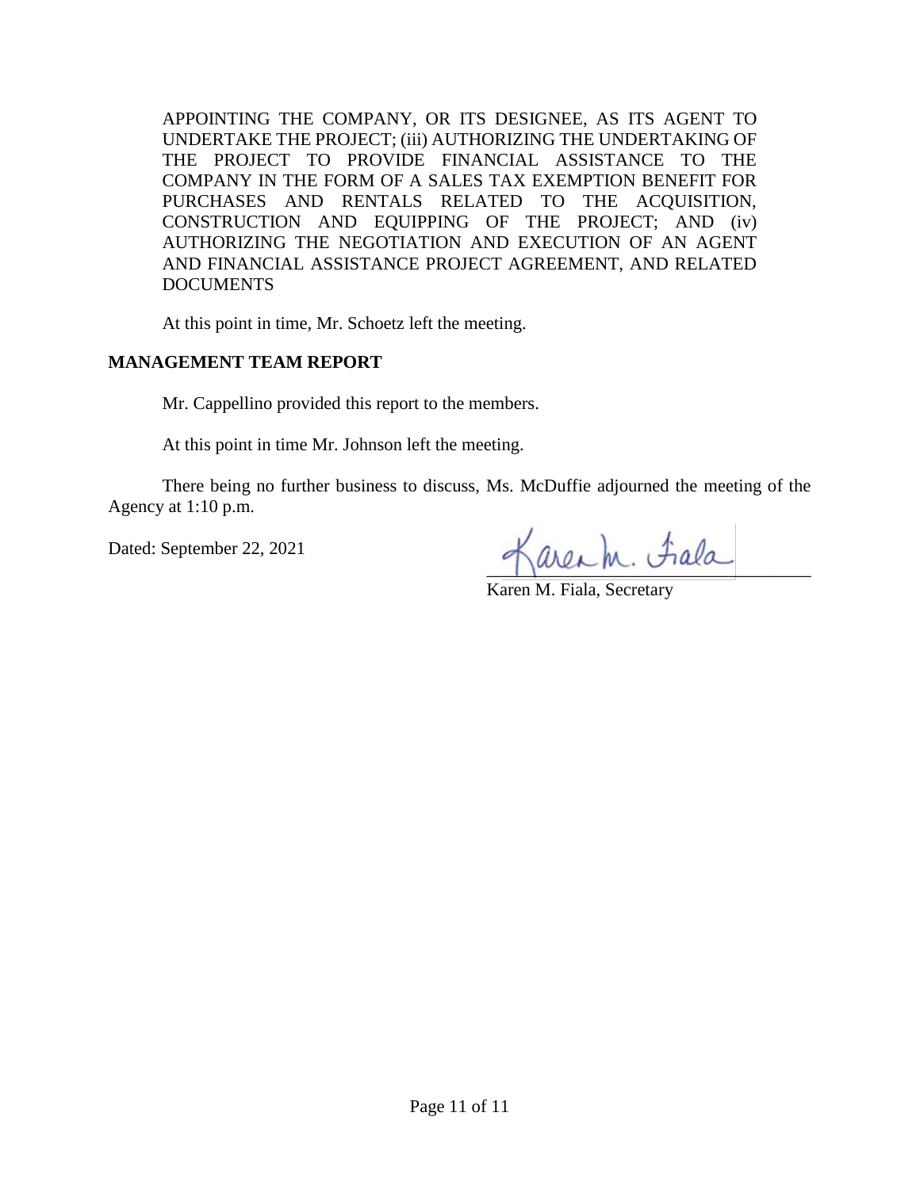APPOINTING THE COMPANY, OR ITS DESIGNEE, AS ITS AGENT TO UNDERTAKE THE PROJECT; (iii) AUTHORIZING THE UNDERTAKING OF THE PROJECT TO PROVIDE FINANCIAL ASSISTANCE TO THE COMPANY IN THE FORM OF A SALES TAX EXEMPTION BENEFIT FOR PURCHASES AND RENTALS RELATED TO THE ACQUISITION, CONSTRUCTION AND EQUIPPING OF THE PROJECT; AND (iv) AUTHORIZING THE NEGOTIATION AND EXECUTION OF AN AGENT AND FINANCIAL ASSISTANCE PROJECT AGREEMENT, AND RELATED DOCUMENTS

At this point in time, Mr. Schoetz left the meeting.

**MANAGEMENT TEAM REPORT**

Mr. Cappellino provided this report to the members.

At this point in time Mr. Johnson left the meeting.

There being no further business to discuss, Ms. McDuffie adjourned the meeting of the Agency at 1:10 p.m.

Dated: September 22, 2021

Karen M. Fiala

Karen M. Fiala, Secretary